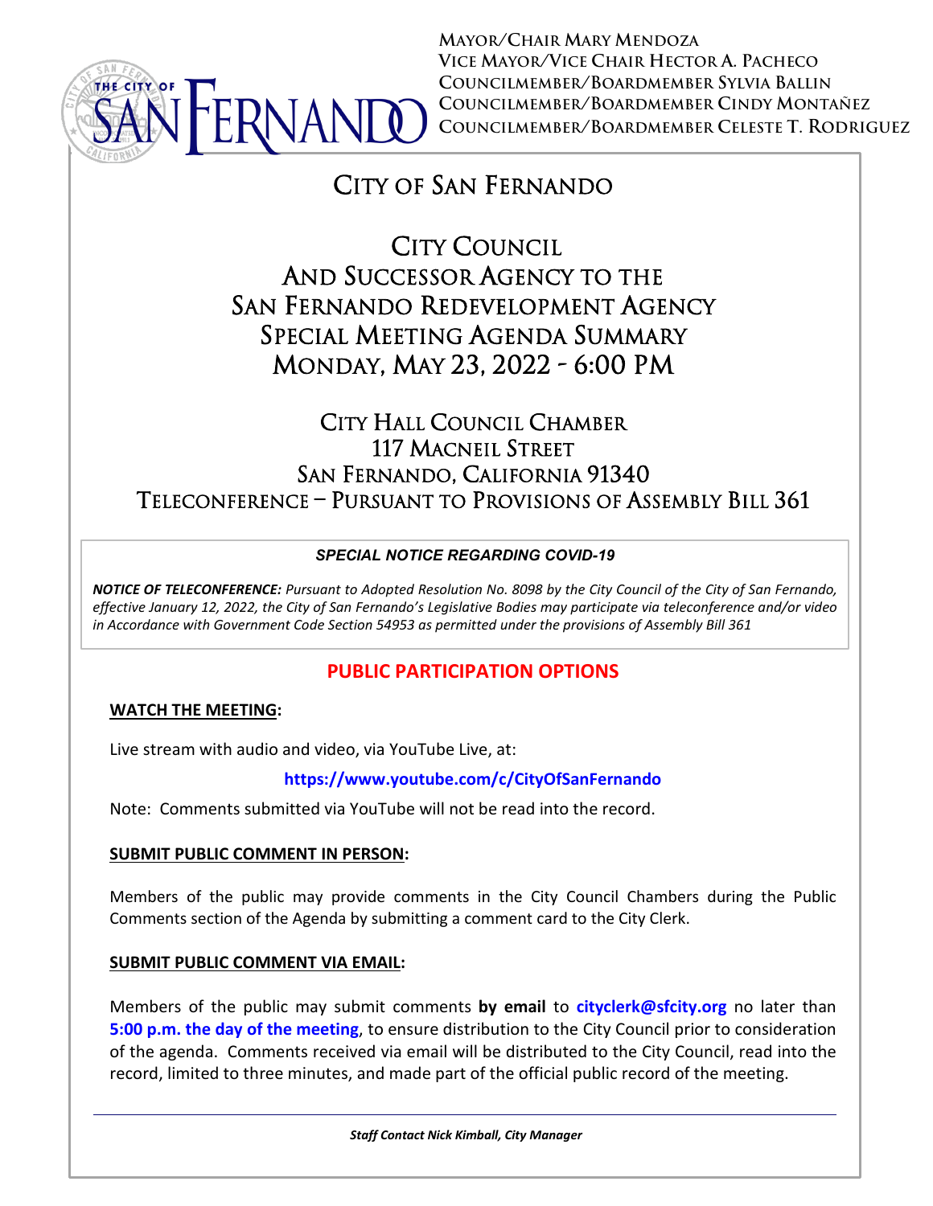Mayor/Chair Mary Mendoza
Vice Mayor/Vice Chair Hector A. Pacheco
Councilmember/Boardmember Sylvia Ballin
Councilmember/Boardmember Cindy Montañez
Councilmember/Boardmember Celeste T. Rodriguez

# City of San Fernando

## City Council
## And Successor Agency to the San Fernando Redevelopment Agency
## Special Meeting Agenda Summary
## Monday, May 23, 2022 - 6:00 PM

### City Hall Council Chamber
### 117 Macneil Street
### San Fernando, California 91340
### Teleconference – Pursuant to Provisions of Assembly Bill 361

***SPECIAL NOTICE REGARDING COVID-19***

***NOTICE OF TELECONFERENCE:*** *Pursuant to Adopted Resolution No. 8098 by the City Council of the City of San Fernando, effective January 12, 2022, the City of San Fernando's Legislative Bodies may participate via teleconference and/or video in Accordance with Government Code Section 54953 as permitted under the provisions of Assembly Bill 361*

## PUBLIC PARTICIPATION OPTIONS

**WATCH THE MEETING:**

Live stream with audio and video, via YouTube Live, at:

**https://www.youtube.com/c/CityOfSanFernando**

Note: Comments submitted via YouTube will not be read into the record.

**SUBMIT PUBLIC COMMENT IN PERSON:**

Members of the public may provide comments in the City Council Chambers during the Public Comments section of the Agenda by submitting a comment card to the City Clerk.

**SUBMIT PUBLIC COMMENT VIA EMAIL:**

Members of the public may submit comments **by email** to **cityclerk@sfcity.org** no later than **5:00 p.m. the day of the meeting**, to ensure distribution to the City Council prior to consideration of the agenda. Comments received via email will be distributed to the City Council, read into the record, limited to three minutes, and made part of the official public record of the meeting.

***Staff Contact Nick Kimball, City Manager***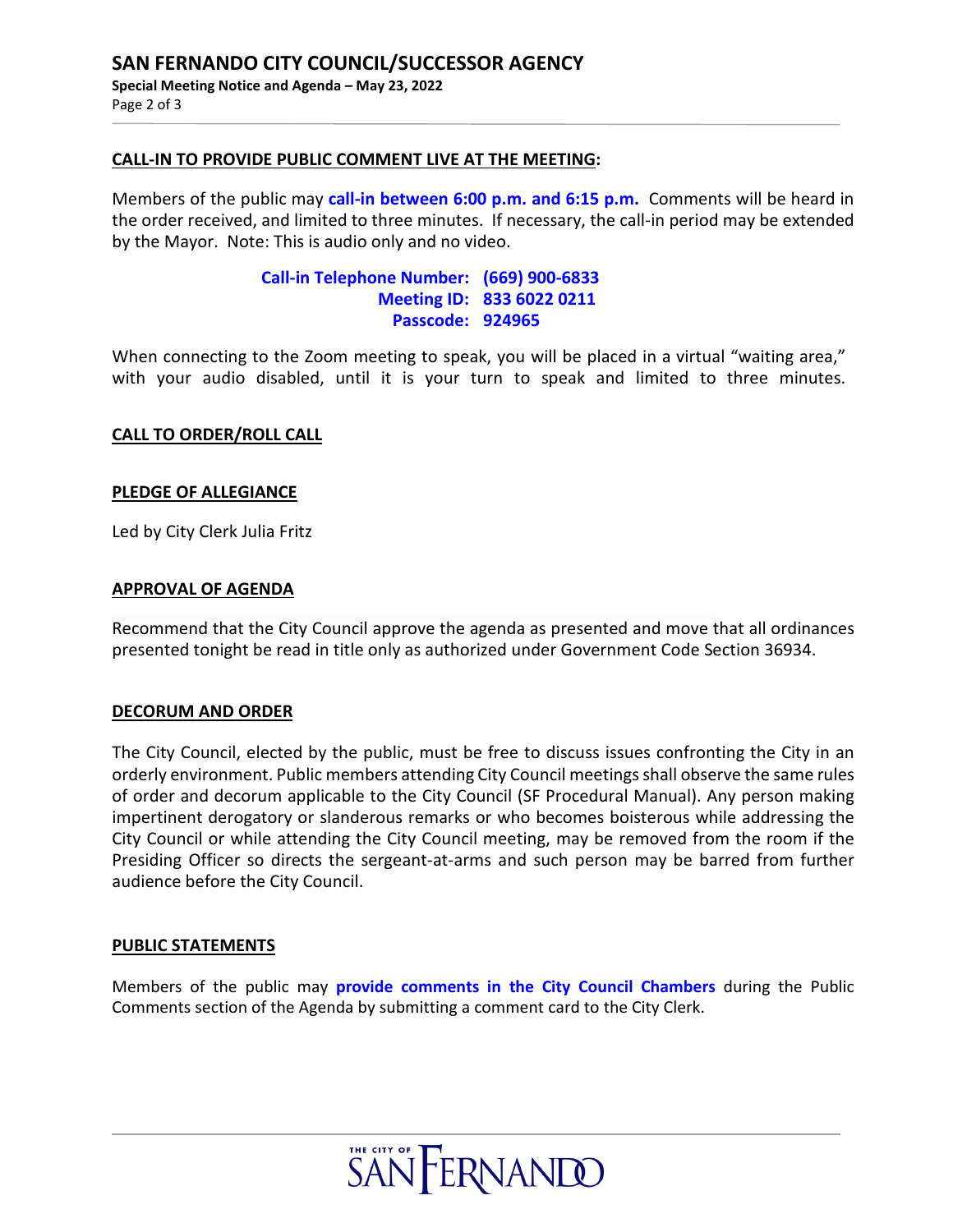**CALL-IN TO PROVIDE PUBLIC COMMENT LIVE AT THE MEETING:**

Members of the public may **call-in between 6:00 p.m. and 6:15 p.m.** Comments will be heard in the order received, and limited to three minutes. If necessary, the call-in period may be extended by the Mayor. Note: This is audio only and no video.

**Call-in Telephone Number: (669) 900-6833**
**Meeting ID: 833 6022 0211**
**Passcode: 924965**

When connecting to the Zoom meeting to speak, you will be placed in a virtual "waiting area," with your audio disabled, until it is your turn to speak and limited to three minutes.

**CALL TO ORDER/ROLL CALL**

**PLEDGE OF ALLEGIANCE**

Led by City Clerk Julia Fritz

**APPROVAL OF AGENDA**

Recommend that the City Council approve the agenda as presented and move that all ordinances presented tonight be read in title only as authorized under Government Code Section 36934.

**DECORUM AND ORDER**

The City Council, elected by the public, must be free to discuss issues confronting the City in an orderly environment. Public members attending City Council meetings shall observe the same rules of order and decorum applicable to the City Council (SF Procedural Manual). Any person making impertinent derogatory or slanderous remarks or who becomes boisterous while addressing the City Council or while attending the City Council meeting, may be removed from the room if the Presiding Officer so directs the sergeant-at-arms and such person may be barred from further audience before the City Council.

**PUBLIC STATEMENTS**

Members of the public may **provide comments in the City Council Chambers** during the Public Comments section of the Agenda by submitting a comment card to the City Clerk.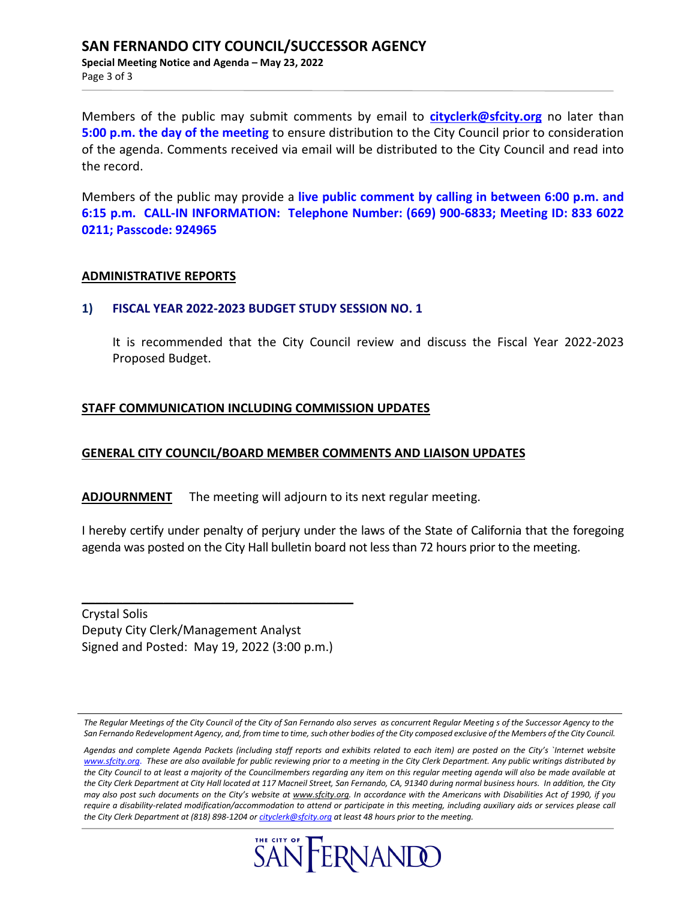Members of the public may submit comments by email to **cityclerk@sfcity.org** no later than **5:00 p.m. the day of the meeting** to ensure distribution to the City Council prior to consideration of the agenda. Comments received via email will be distributed to the City Council and read into the record.

Members of the public may provide a **live public comment by calling in between 6:00 p.m. and 6:15 p.m. CALL-IN INFORMATION: Telephone Number: (669) 900-6833; Meeting ID: 833 6022 0211; Passcode: 924965**

## ADMINISTRATIVE REPORTS

### 1) FISCAL YEAR 2022-2023 BUDGET STUDY SESSION NO. 1

It is recommended that the City Council review and discuss the Fiscal Year 2022-2023 Proposed Budget.

## STAFF COMMUNICATION INCLUDING COMMISSION UPDATES

## GENERAL CITY COUNCIL/BOARD MEMBER COMMENTS AND LIAISON UPDATES

**ADJOURNMENT** The meeting will adjourn to its next regular meeting.

I hereby certify under penalty of perjury under the laws of the State of California that the foregoing agenda was posted on the City Hall bulletin board not less than 72 hours prior to the meeting.

\_\_\_\_\_\_\_\_\_\_\_\_\_\_\_\_\_\_\_\_\_\_\_\_\_\_\_\_\_\_\_\_\_\_\_\_\_\_\_\_

Crystal Solis
Deputy City Clerk/Management Analyst
Signed and Posted: May 19, 2022 (3:00 p.m.)

*The Regular Meetings of the City Council of the City of San Fernando also serves as concurrent Regular Meeting s of the Successor Agency to the San Fernando Redevelopment Agency, and, from time to time, such other bodies of the City composed exclusive of the Members of the City Council.*

*Agendas and complete Agenda Packets (including staff reports and exhibits related to each item) are posted on the City's `Internet website www.sfcity.org. These are also available for public reviewing prior to a meeting in the City Clerk Department. Any public writings distributed by the City Council to at least a majority of the Councilmembers regarding any item on this regular meeting agenda will also be made available at the City Clerk Department at City Hall located at 117 Macneil Street, San Fernando, CA, 91340 during normal business hours. In addition, the City may also post such documents on the City's website at www.sfcity.org. In accordance with the Americans with Disabilities Act of 1990, if you require a disability-related modification/accommodation to attend or participate in this meeting, including auxiliary aids or services please call the City Clerk Department at (818) 898-1204 or cityclerk@sfcity.org at least 48 hours prior to the meeting.*

THE CITY OF SAN FERNANDO